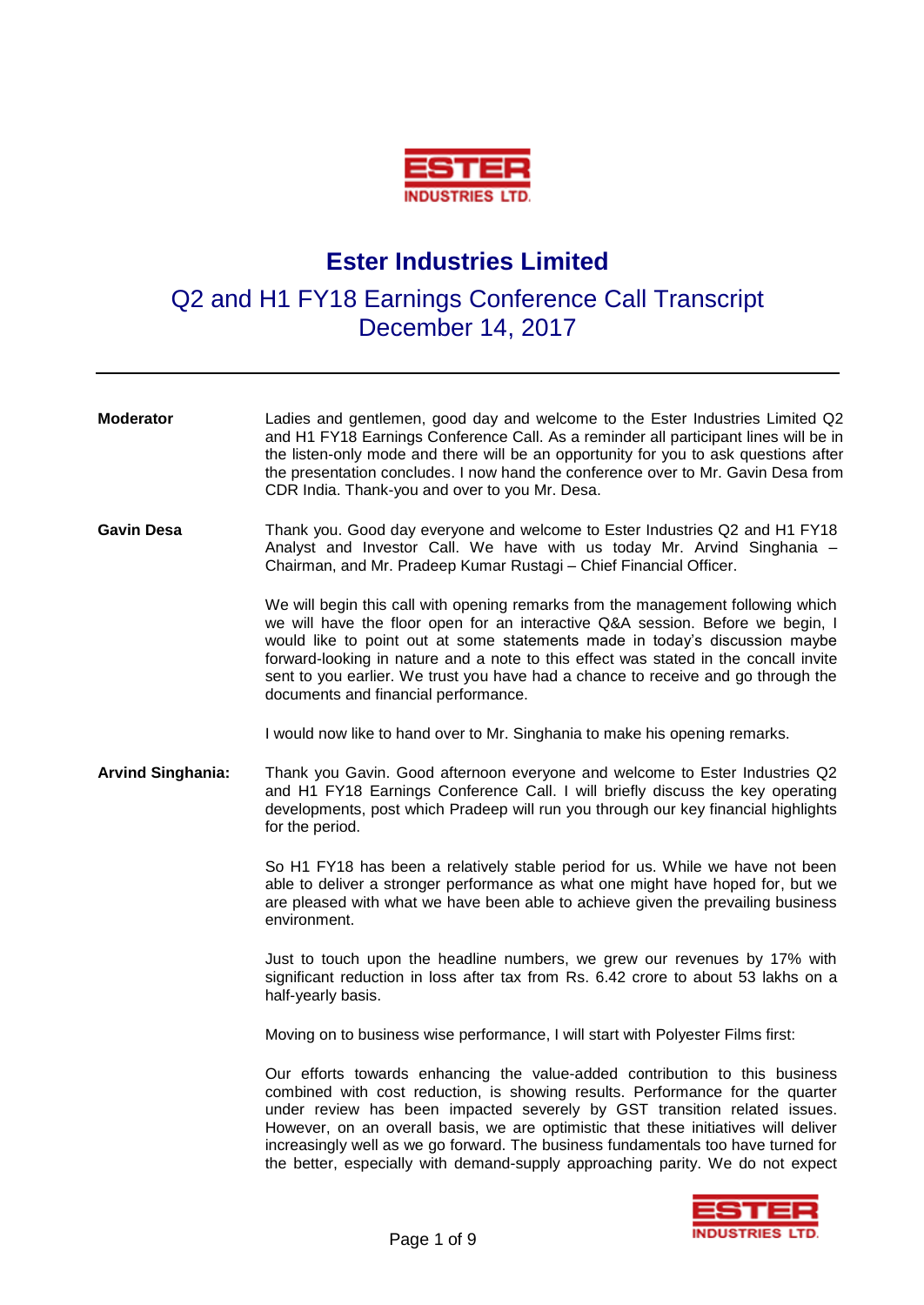# Ester Industries Limited

## Q2 and H1 FY18 Earnings Conference Call Transcript
## December 14, 2017

---

**Moderator** Ladies and gentlemen, good day and welcome to the Ester Industries Limited Q2 and H1 FY18 Earnings Conference Call. As a reminder all participant lines will be in the listen-only mode and there will be an opportunity for you to ask questions after the presentation concludes. I now hand the conference over to Mr. Gavin Desa from CDR India. Thank-you and over to you Mr. Desa.

**Gavin Desa** Thank you. Good day everyone and welcome to Ester Industries Q2 and H1 FY18 Analyst and Investor Call. We have with us today Mr. Arvind Singhania – Chairman, and Mr. Pradeep Kumar Rustagi – Chief Financial Officer.

We will begin this call with opening remarks from the management following which we will have the floor open for an interactive Q&A session. Before we begin, I would like to point out at some statements made in today's discussion maybe forward-looking in nature and a note to this effect was stated in the concall invite sent to you earlier. We trust you have had a chance to receive and go through the documents and financial performance.

I would now like to hand over to Mr. Singhania to make his opening remarks.

**Arvind Singhania:** Thank you Gavin. Good afternoon everyone and welcome to Ester Industries Q2 and H1 FY18 Earnings Conference Call. I will briefly discuss the key operating developments, post which Pradeep will run you through our key financial highlights for the period.

So H1 FY18 has been a relatively stable period for us. While we have not been able to deliver a stronger performance as what one might have hoped for, but we are pleased with what we have been able to achieve given the prevailing business environment.

Just to touch upon the headline numbers, we grew our revenues by 17% with significant reduction in loss after tax from Rs. 6.42 crore to about 53 lakhs on a half-yearly basis.

Moving on to business wise performance, I will start with Polyester Films first:

Our efforts towards enhancing the value-added contribution to this business combined with cost reduction, is showing results. Performance for the quarter under review has been impacted severely by GST transition related issues. However, on an overall basis, we are optimistic that these initiatives will deliver increasingly well as we go forward. The business fundamentals too have turned for the better, especially with demand-supply approaching parity. We do not expect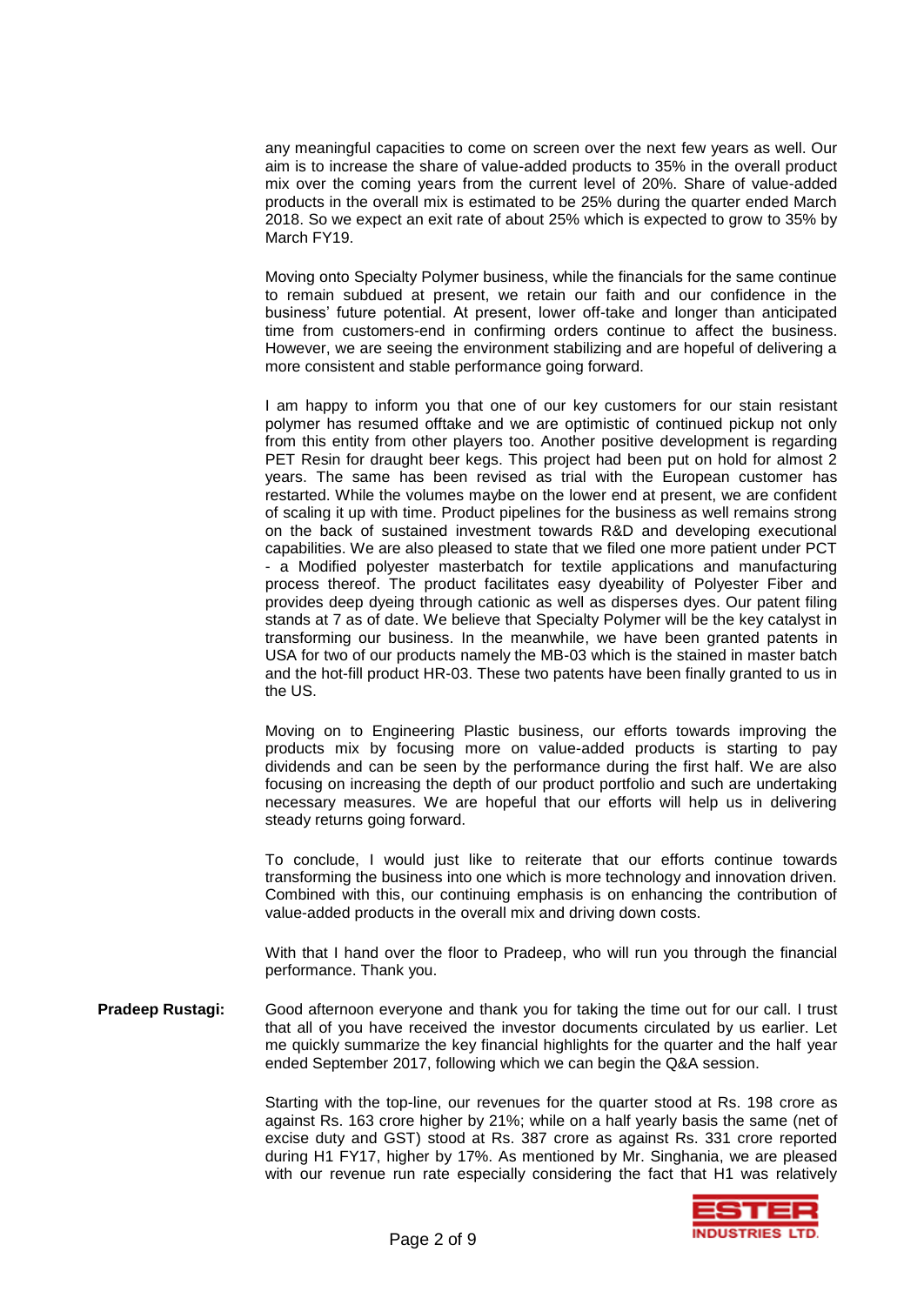any meaningful capacities to come on screen over the next few years as well. Our aim is to increase the share of value-added products to 35% in the overall product mix over the coming years from the current level of 20%. Share of value-added products in the overall mix is estimated to be 25% during the quarter ended March 2018. So we expect an exit rate of about 25% which is expected to grow to 35% by March FY19.

Moving onto Specialty Polymer business, while the financials for the same continue to remain subdued at present, we retain our faith and our confidence in the business' future potential. At present, lower off-take and longer than anticipated time from customers-end in confirming orders continue to affect the business. However, we are seeing the environment stabilizing and are hopeful of delivering a more consistent and stable performance going forward.

I am happy to inform you that one of our key customers for our stain resistant polymer has resumed offtake and we are optimistic of continued pickup not only from this entity from other players too. Another positive development is regarding PET Resin for draught beer kegs. This project had been put on hold for almost 2 years. The same has been revised as trial with the European customer has restarted. While the volumes maybe on the lower end at present, we are confident of scaling it up with time. Product pipelines for the business as well remains strong on the back of sustained investment towards R&D and developing executional capabilities. We are also pleased to state that we filed one more patient under PCT - a Modified polyester masterbatch for textile applications and manufacturing process thereof. The product facilitates easy dyeability of Polyester Fiber and provides deep dyeing through cationic as well as disperses dyes. Our patent filing stands at 7 as of date. We believe that Specialty Polymer will be the key catalyst in transforming our business. In the meanwhile, we have been granted patents in USA for two of our products namely the MB-03 which is the stained in master batch and the hot-fill product HR-03. These two patents have been finally granted to us in the US.

Moving on to Engineering Plastic business, our efforts towards improving the products mix by focusing more on value-added products is starting to pay dividends and can be seen by the performance during the first half. We are also focusing on increasing the depth of our product portfolio and such are undertaking necessary measures. We are hopeful that our efforts will help us in delivering steady returns going forward.

To conclude, I would just like to reiterate that our efforts continue towards transforming the business into one which is more technology and innovation driven. Combined with this, our continuing emphasis is on enhancing the contribution of value-added products in the overall mix and driving down costs.

With that I hand over the floor to Pradeep, who will run you through the financial performance. Thank you.

**Pradeep Rustagi:** Good afternoon everyone and thank you for taking the time out for our call. I trust that all of you have received the investor documents circulated by us earlier. Let me quickly summarize the key financial highlights for the quarter and the half year ended September 2017, following which we can begin the Q&A session.

Starting with the top-line, our revenues for the quarter stood at Rs. 198 crore as against Rs. 163 crore higher by 21%; while on a half yearly basis the same (net of excise duty and GST) stood at Rs. 387 crore as against Rs. 331 crore reported during H1 FY17, higher by 17%. As mentioned by Mr. Singhania, we are pleased with our revenue run rate especially considering the fact that H1 was relatively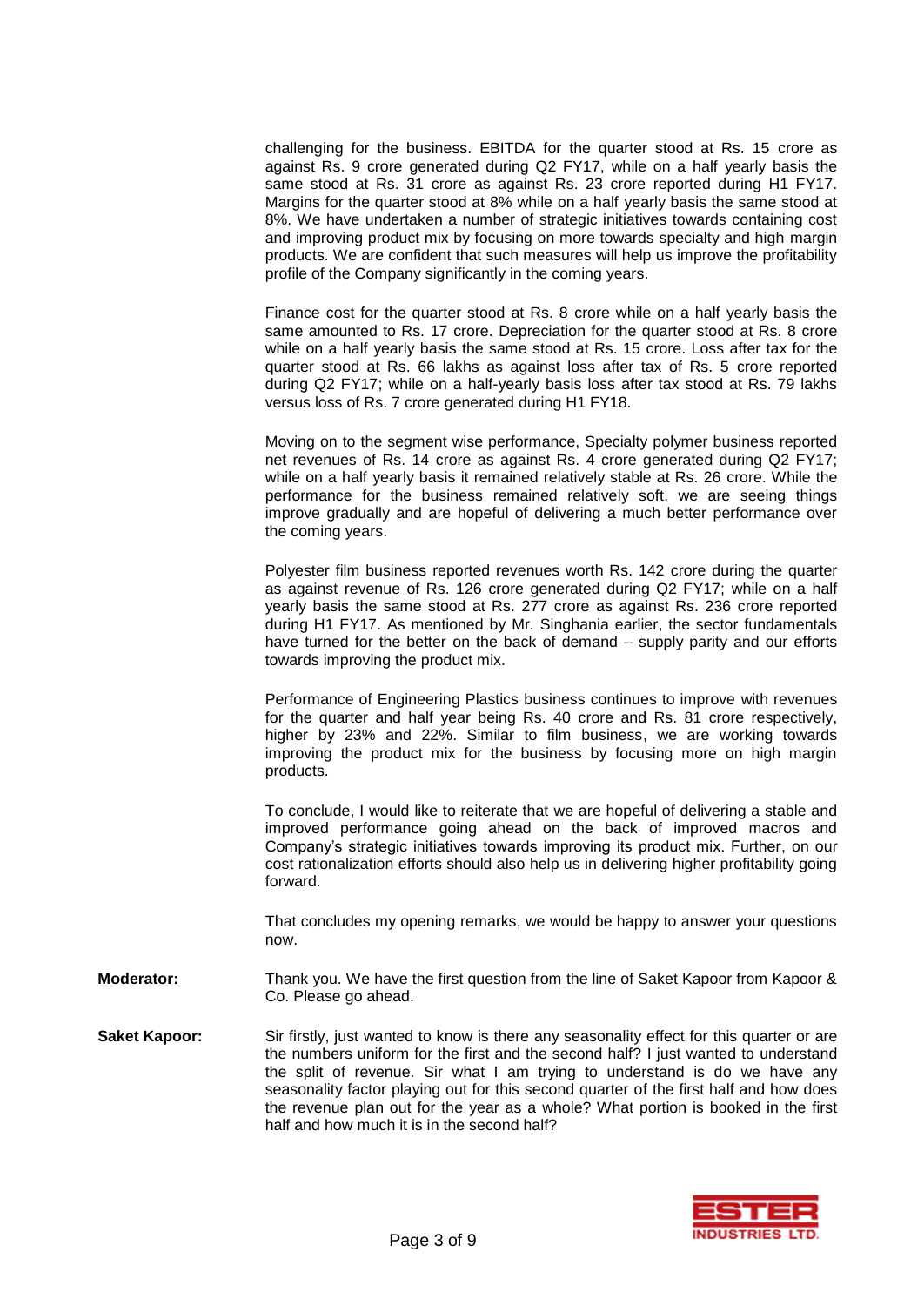challenging for the business. EBITDA for the quarter stood at Rs. 15 crore as against Rs. 9 crore generated during Q2 FY17, while on a half yearly basis the same stood at Rs. 31 crore as against Rs. 23 crore reported during H1 FY17. Margins for the quarter stood at 8% while on a half yearly basis the same stood at 8%. We have undertaken a number of strategic initiatives towards containing cost and improving product mix by focusing on more towards specialty and high margin products. We are confident that such measures will help us improve the profitability profile of the Company significantly in the coming years.

Finance cost for the quarter stood at Rs. 8 crore while on a half yearly basis the same amounted to Rs. 17 crore. Depreciation for the quarter stood at Rs. 8 crore while on a half yearly basis the same stood at Rs. 15 crore. Loss after tax for the quarter stood at Rs. 66 lakhs as against loss after tax of Rs. 5 crore reported during Q2 FY17; while on a half-yearly basis loss after tax stood at Rs. 79 lakhs versus loss of Rs. 7 crore generated during H1 FY18.

Moving on to the segment wise performance, Specialty polymer business reported net revenues of Rs. 14 crore as against Rs. 4 crore generated during Q2 FY17; while on a half yearly basis it remained relatively stable at Rs. 26 crore. While the performance for the business remained relatively soft, we are seeing things improve gradually and are hopeful of delivering a much better performance over the coming years.

Polyester film business reported revenues worth Rs. 142 crore during the quarter as against revenue of Rs. 126 crore generated during Q2 FY17; while on a half yearly basis the same stood at Rs. 277 crore as against Rs. 236 crore reported during H1 FY17. As mentioned by Mr. Singhania earlier, the sector fundamentals have turned for the better on the back of demand – supply parity and our efforts towards improving the product mix.

Performance of Engineering Plastics business continues to improve with revenues for the quarter and half year being Rs. 40 crore and Rs. 81 crore respectively, higher by 23% and 22%. Similar to film business, we are working towards improving the product mix for the business by focusing more on high margin products.

To conclude, I would like to reiterate that we are hopeful of delivering a stable and improved performance going ahead on the back of improved macros and Company's strategic initiatives towards improving its product mix. Further, on our cost rationalization efforts should also help us in delivering higher profitability going forward.

That concludes my opening remarks, we would be happy to answer your questions now.

**Moderator:** Thank you. We have the first question from the line of Saket Kapoor from Kapoor & Co. Please go ahead.

**Saket Kapoor:** Sir firstly, just wanted to know is there any seasonality effect for this quarter or are the numbers uniform for the first and the second half? I just wanted to understand the split of revenue. Sir what I am trying to understand is do we have any seasonality factor playing out for this second quarter of the first half and how does the revenue plan out for the year as a whole? What portion is booked in the first half and how much it is in the second half?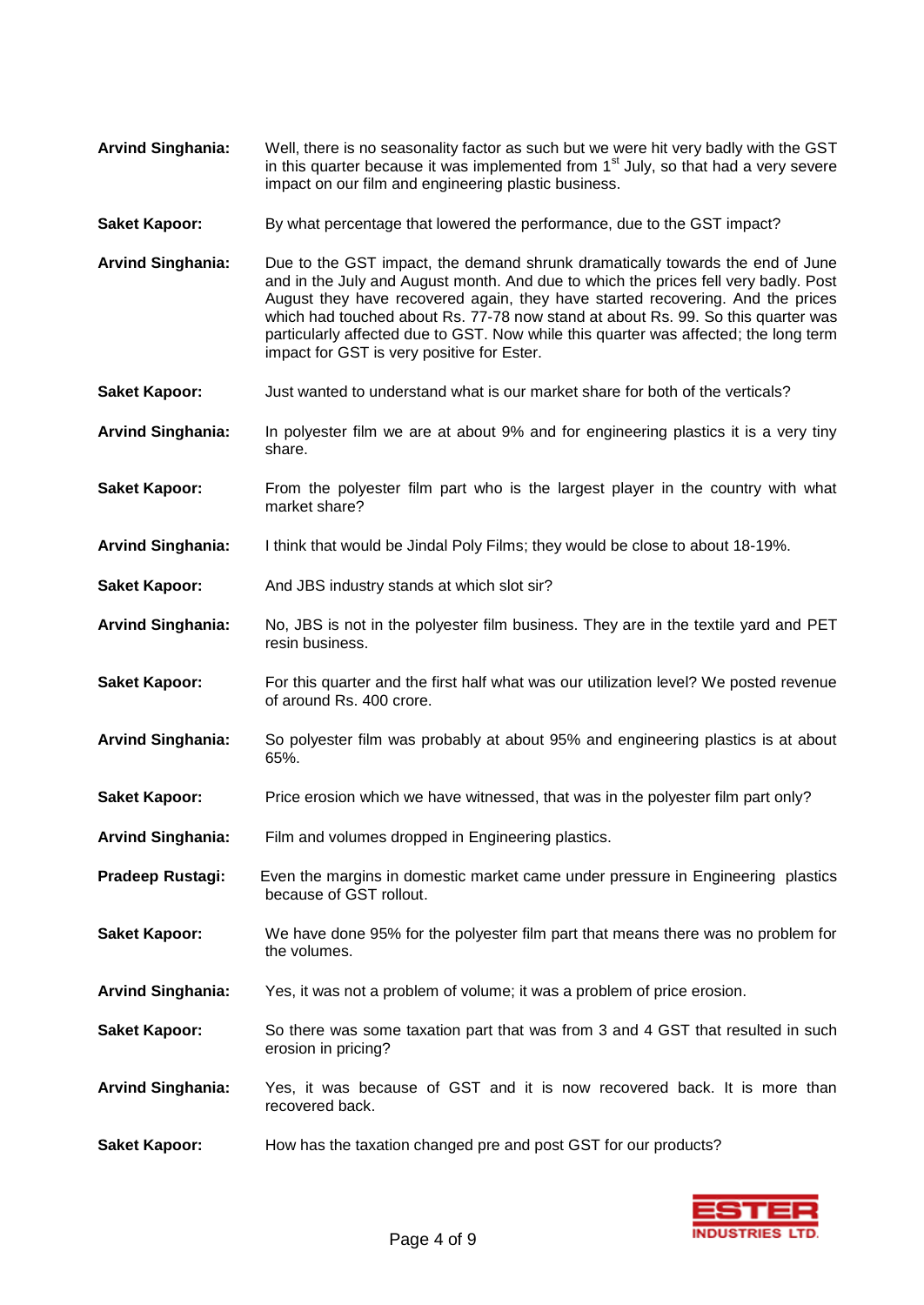**Arvind Singhania:** Well, there is no seasonality factor as such but we were hit very badly with the GST in this quarter because it was implemented from 1st July, so that had a very severe impact on our film and engineering plastic business.

**Saket Kapoor:** By what percentage that lowered the performance, due to the GST impact?

**Arvind Singhania:** Due to the GST impact, the demand shrunk dramatically towards the end of June and in the July and August month. And due to which the prices fell very badly. Post August they have recovered again, they have started recovering. And the prices which had touched about Rs. 77-78 now stand at about Rs. 99. So this quarter was particularly affected due to GST. Now while this quarter was affected; the long term impact for GST is very positive for Ester.

**Saket Kapoor:** Just wanted to understand what is our market share for both of the verticals?

**Arvind Singhania:** In polyester film we are at about 9% and for engineering plastics it is a very tiny share.

**Saket Kapoor:** From the polyester film part who is the largest player in the country with what market share?

**Arvind Singhania:** I think that would be Jindal Poly Films; they would be close to about 18-19%.

**Saket Kapoor:** And JBS industry stands at which slot sir?

**Arvind Singhania:** No, JBS is not in the polyester film business. They are in the textile yard and PET resin business.

**Saket Kapoor:** For this quarter and the first half what was our utilization level? We posted revenue of around Rs. 400 crore.

**Arvind Singhania:** So polyester film was probably at about 95% and engineering plastics is at about 65%.

**Saket Kapoor:** Price erosion which we have witnessed, that was in the polyester film part only?

**Arvind Singhania:** Film and volumes dropped in Engineering plastics.

**Pradeep Rustagi:** Even the margins in domestic market came under pressure in Engineering plastics because of GST rollout.

**Saket Kapoor:** We have done 95% for the polyester film part that means there was no problem for the volumes.

**Arvind Singhania:** Yes, it was not a problem of volume; it was a problem of price erosion.

**Saket Kapoor:** So there was some taxation part that was from 3 and 4 GST that resulted in such erosion in pricing?

**Arvind Singhania:** Yes, it was because of GST and it is now recovered back. It is more than recovered back.

**Saket Kapoor:** How has the taxation changed pre and post GST for our products?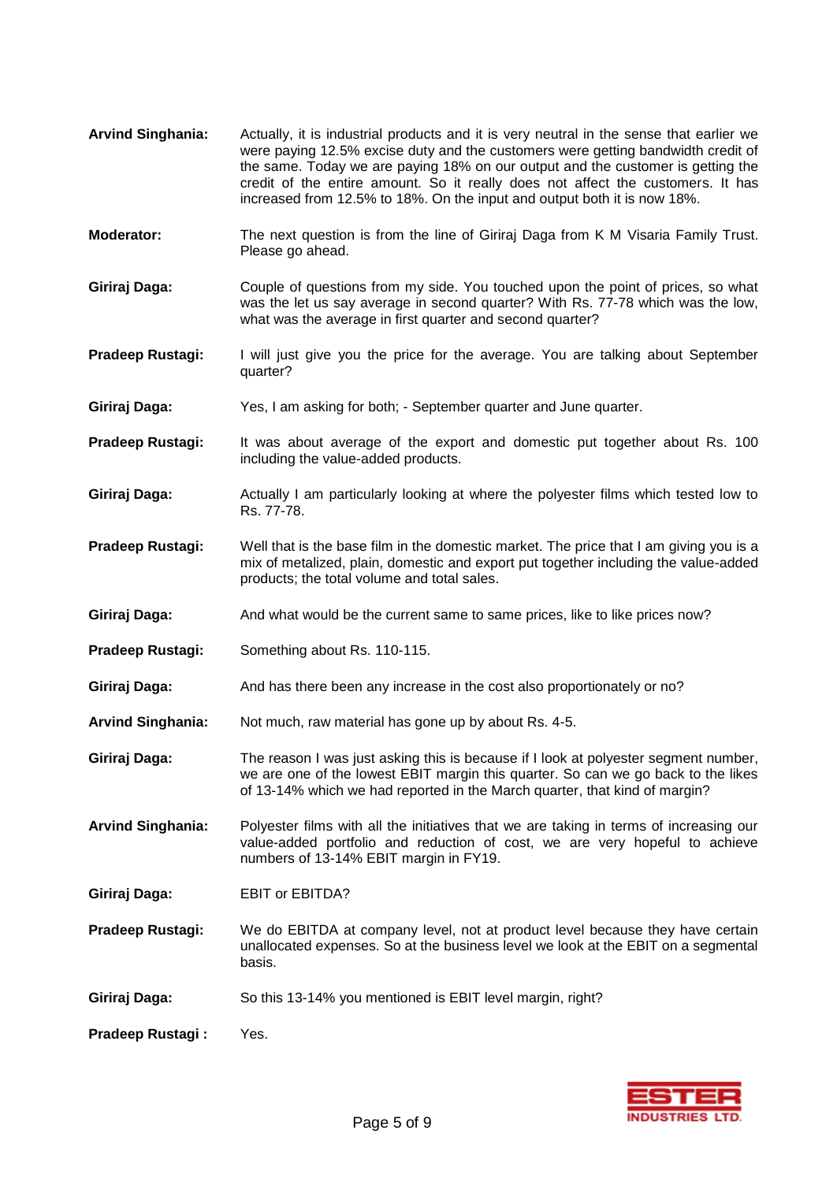**Arvind Singhania:** Actually, it is industrial products and it is very neutral in the sense that earlier we were paying 12.5% excise duty and the customers were getting bandwidth credit of the same. Today we are paying 18% on our output and the customer is getting the credit of the entire amount. So it really does not affect the customers. It has increased from 12.5% to 18%. On the input and output both it is now 18%.

**Moderator:** The next question is from the line of Giriraj Daga from K M Visaria Family Trust. Please go ahead.

**Giriraj Daga:** Couple of questions from my side. You touched upon the point of prices, so what was the let us say average in second quarter? With Rs. 77-78 which was the low, what was the average in first quarter and second quarter?

**Pradeep Rustagi:** I will just give you the price for the average. You are talking about September quarter?

**Giriraj Daga:** Yes, I am asking for both; - September quarter and June quarter.

**Pradeep Rustagi:** It was about average of the export and domestic put together about Rs. 100 including the value-added products.

**Giriraj Daga:** Actually I am particularly looking at where the polyester films which tested low to Rs. 77-78.

**Pradeep Rustagi:** Well that is the base film in the domestic market. The price that I am giving you is a mix of metalized, plain, domestic and export put together including the value-added products; the total volume and total sales.

**Giriraj Daga:** And what would be the current same to same prices, like to like prices now?

**Pradeep Rustagi:** Something about Rs. 110-115.

**Giriraj Daga:** And has there been any increase in the cost also proportionately or no?

**Arvind Singhania:** Not much, raw material has gone up by about Rs. 4-5.

**Giriraj Daga:** The reason I was just asking this is because if I look at polyester segment number, we are one of the lowest EBIT margin this quarter. So can we go back to the likes of 13-14% which we had reported in the March quarter, that kind of margin?

**Arvind Singhania:** Polyester films with all the initiatives that we are taking in terms of increasing our value-added portfolio and reduction of cost, we are very hopeful to achieve numbers of 13-14% EBIT margin in FY19.

**Giriraj Daga:** EBIT or EBITDA?

**Pradeep Rustagi:** We do EBITDA at company level, not at product level because they have certain unallocated expenses. So at the business level we look at the EBIT on a segmental basis.

**Giriraj Daga:** So this 13-14% you mentioned is EBIT level margin, right?

**Pradeep Rustagi :** Yes.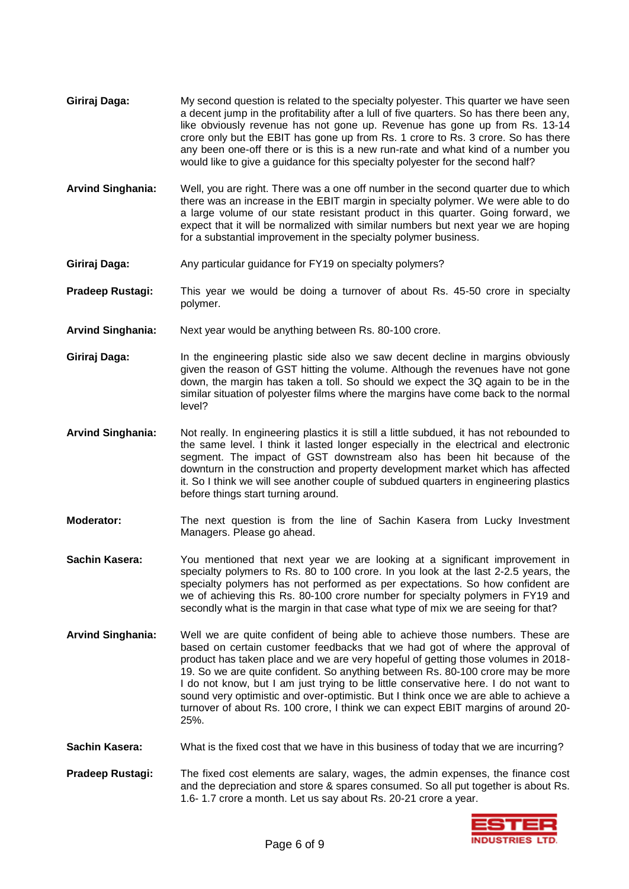**Giriraj Daga:** My second question is related to the specialty polyester. This quarter we have seen a decent jump in the profitability after a lull of five quarters. So has there been any, like obviously revenue has not gone up. Revenue has gone up from Rs. 13-14 crore only but the EBIT has gone up from Rs. 1 crore to Rs. 3 crore. So has there any been one-off there or is this is a new run-rate and what kind of a number you would like to give a guidance for this specialty polyester for the second half?

**Arvind Singhania:** Well, you are right. There was a one off number in the second quarter due to which there was an increase in the EBIT margin in specialty polymer. We were able to do a large volume of our state resistant product in this quarter. Going forward, we expect that it will be normalized with similar numbers but next year we are hoping for a substantial improvement in the specialty polymer business.

**Giriraj Daga:** Any particular guidance for FY19 on specialty polymers?

**Pradeep Rustagi:** This year we would be doing a turnover of about Rs. 45-50 crore in specialty polymer.

**Arvind Singhania:** Next year would be anything between Rs. 80-100 crore.

**Giriraj Daga:** In the engineering plastic side also we saw decent decline in margins obviously given the reason of GST hitting the volume. Although the revenues have not gone down, the margin has taken a toll. So should we expect the 3Q again to be in the similar situation of polyester films where the margins have come back to the normal level?

**Arvind Singhania:** Not really. In engineering plastics it is still a little subdued, it has not rebounded to the same level. I think it lasted longer especially in the electrical and electronic segment. The impact of GST downstream also has been hit because of the downturn in the construction and property development market which has affected it. So I think we will see another couple of subdued quarters in engineering plastics before things start turning around.

**Moderator:** The next question is from the line of Sachin Kasera from Lucky Investment Managers. Please go ahead.

**Sachin Kasera:** You mentioned that next year we are looking at a significant improvement in specialty polymers to Rs. 80 to 100 crore. In you look at the last 2-2.5 years, the specialty polymers has not performed as per expectations. So how confident are we of achieving this Rs. 80-100 crore number for specialty polymers in FY19 and secondly what is the margin in that case what type of mix we are seeing for that?

**Arvind Singhania:** Well we are quite confident of being able to achieve those numbers. These are based on certain customer feedbacks that we had got of where the approval of product has taken place and we are very hopeful of getting those volumes in 2018-19. So we are quite confident. So anything between Rs. 80-100 crore may be more I do not know, but I am just trying to be little conservative here. I do not want to sound very optimistic and over-optimistic. But I think once we are able to achieve a turnover of about Rs. 100 crore, I think we can expect EBIT margins of around 20-25%.

**Sachin Kasera:** What is the fixed cost that we have in this business of today that we are incurring?

**Pradeep Rustagi:** The fixed cost elements are salary, wages, the admin expenses, the finance cost and the depreciation and store & spares consumed. So all put together is about Rs. 1.6- 1.7 crore a month. Let us say about Rs. 20-21 crore a year.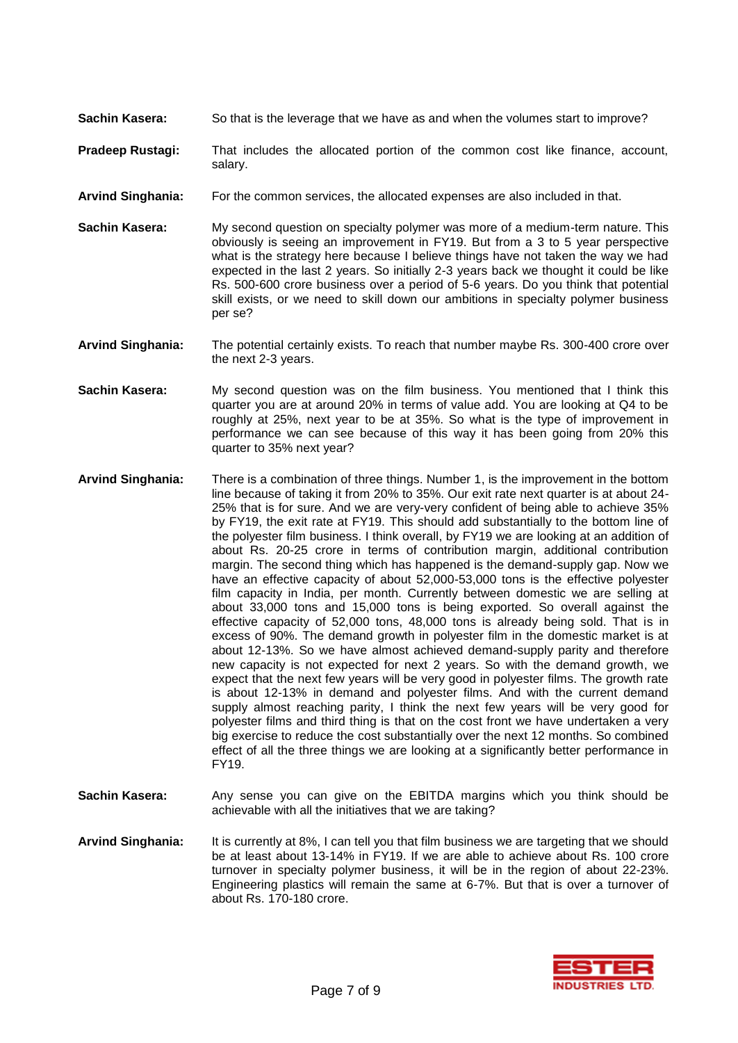**Sachin Kasera:** So that is the leverage that we have as and when the volumes start to improve?

**Pradeep Rustagi:** That includes the allocated portion of the common cost like finance, account, salary.

**Arvind Singhania:** For the common services, the allocated expenses are also included in that.

**Sachin Kasera:** My second question on specialty polymer was more of a medium-term nature. This obviously is seeing an improvement in FY19. But from a 3 to 5 year perspective what is the strategy here because I believe things have not taken the way we had expected in the last 2 years. So initially 2-3 years back we thought it could be like Rs. 500-600 crore business over a period of 5-6 years. Do you think that potential skill exists, or we need to skill down our ambitions in specialty polymer business per se?

**Arvind Singhania:** The potential certainly exists. To reach that number maybe Rs. 300-400 crore over the next 2-3 years.

**Sachin Kasera:** My second question was on the film business. You mentioned that I think this quarter you are at around 20% in terms of value add. You are looking at Q4 to be roughly at 25%, next year to be at 35%. So what is the type of improvement in performance we can see because of this way it has been going from 20% this quarter to 35% next year?

**Arvind Singhania:** There is a combination of three things. Number 1, is the improvement in the bottom line because of taking it from 20% to 35%. Our exit rate next quarter is at about 24-25% that is for sure. And we are very-very confident of being able to achieve 35% by FY19, the exit rate at FY19. This should add substantially to the bottom line of the polyester film business. I think overall, by FY19 we are looking at an addition of about Rs. 20-25 crore in terms of contribution margin, additional contribution margin. The second thing which has happened is the demand-supply gap. Now we have an effective capacity of about 52,000-53,000 tons is the effective polyester film capacity in India, per month. Currently between domestic we are selling at about 33,000 tons and 15,000 tons is being exported. So overall against the effective capacity of 52,000 tons, 48,000 tons is already being sold. That is in excess of 90%. The demand growth in polyester film in the domestic market is at about 12-13%. So we have almost achieved demand-supply parity and therefore new capacity is not expected for next 2 years. So with the demand growth, we expect that the next few years will be very good in polyester films. The growth rate is about 12-13% in demand and polyester films. And with the current demand supply almost reaching parity, I think the next few years will be very good for polyester films and third thing is that on the cost front we have undertaken a very big exercise to reduce the cost substantially over the next 12 months. So combined effect of all the three things we are looking at a significantly better performance in FY19.

**Sachin Kasera:** Any sense you can give on the EBITDA margins which you think should be achievable with all the initiatives that we are taking?

**Arvind Singhania:** It is currently at 8%, I can tell you that film business we are targeting that we should be at least about 13-14% in FY19. If we are able to achieve about Rs. 100 crore turnover in specialty polymer business, it will be in the region of about 22-23%. Engineering plastics will remain the same at 6-7%. But that is over a turnover of about Rs. 170-180 crore.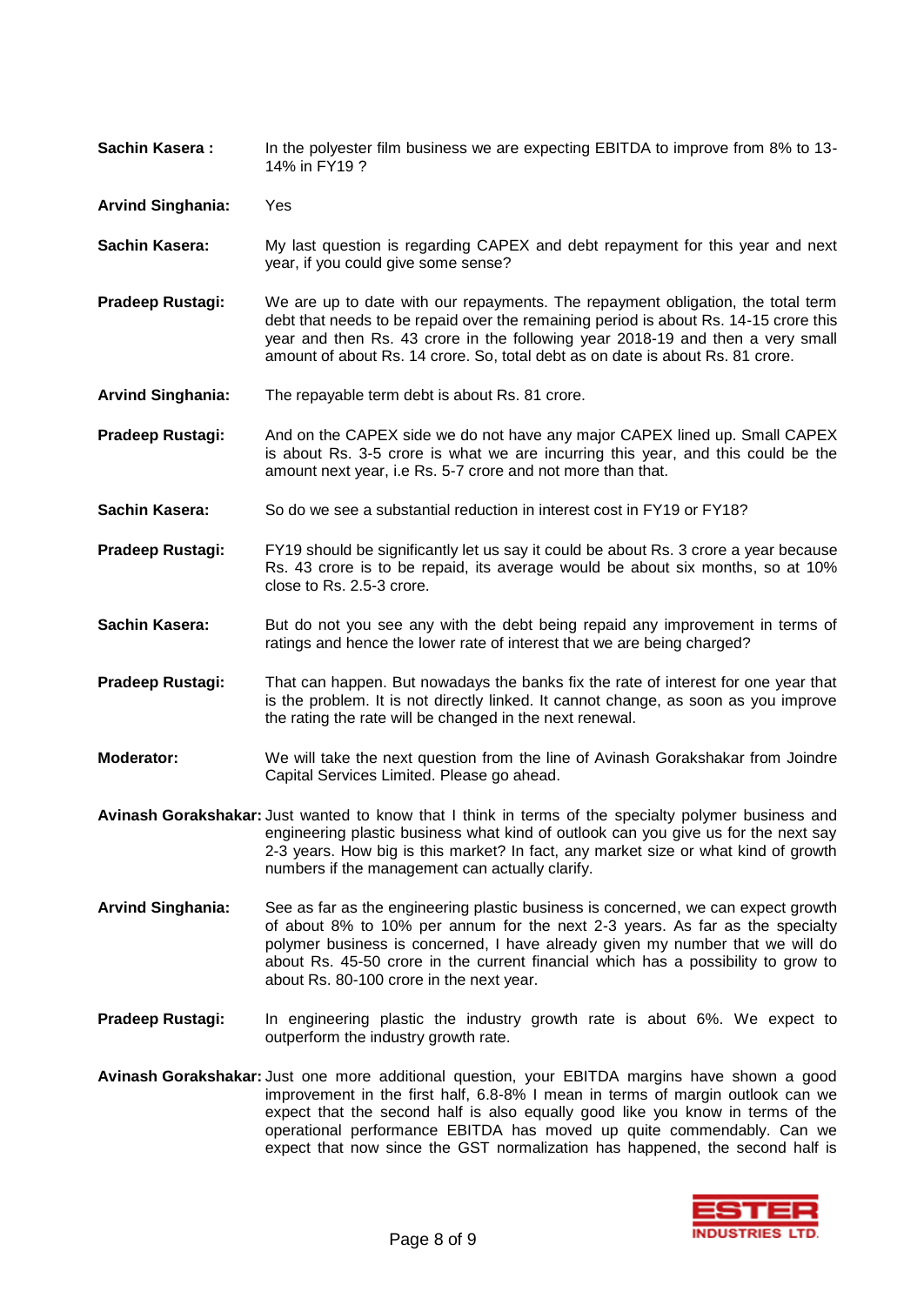**Sachin Kasera :** In the polyester film business we are expecting EBITDA to improve from 8% to 13-14% in FY19 ?

**Arvind Singhania:** Yes

**Sachin Kasera:** My last question is regarding CAPEX and debt repayment for this year and next year, if you could give some sense?

**Pradeep Rustagi:** We are up to date with our repayments. The repayment obligation, the total term debt that needs to be repaid over the remaining period is about Rs. 14-15 crore this year and then Rs. 43 crore in the following year 2018-19 and then a very small amount of about Rs. 14 crore. So, total debt as on date is about Rs. 81 crore.

**Arvind Singhania:** The repayable term debt is about Rs. 81 crore.

**Pradeep Rustagi:** And on the CAPEX side we do not have any major CAPEX lined up. Small CAPEX is about Rs. 3-5 crore is what we are incurring this year, and this could be the amount next year, i.e Rs. 5-7 crore and not more than that.

**Sachin Kasera:** So do we see a substantial reduction in interest cost in FY19 or FY18?

**Pradeep Rustagi:** FY19 should be significantly let us say it could be about Rs. 3 crore a year because Rs. 43 crore is to be repaid, its average would be about six months, so at 10% close to Rs. 2.5-3 crore.

**Sachin Kasera:** But do not you see any with the debt being repaid any improvement in terms of ratings and hence the lower rate of interest that we are being charged?

**Pradeep Rustagi:** That can happen. But nowadays the banks fix the rate of interest for one year that is the problem. It is not directly linked. It cannot change, as soon as you improve the rating the rate will be changed in the next renewal.

**Moderator:** We will take the next question from the line of Avinash Gorakshakar from Joindre Capital Services Limited. Please go ahead.

**Avinash Gorakshakar:** Just wanted to know that I think in terms of the specialty polymer business and engineering plastic business what kind of outlook can you give us for the next say 2-3 years. How big is this market? In fact, any market size or what kind of growth numbers if the management can actually clarify.

**Arvind Singhania:** See as far as the engineering plastic business is concerned, we can expect growth of about 8% to 10% per annum for the next 2-3 years. As far as the specialty polymer business is concerned, I have already given my number that we will do about Rs. 45-50 crore in the current financial which has a possibility to grow to about Rs. 80-100 crore in the next year.

**Pradeep Rustagi:** In engineering plastic the industry growth rate is about 6%. We expect to outperform the industry growth rate.

**Avinash Gorakshakar:** Just one more additional question, your EBITDA margins have shown a good improvement in the first half, 6.8-8% I mean in terms of margin outlook can we expect that the second half is also equally good like you know in terms of the operational performance EBITDA has moved up quite commendably. Can we expect that now since the GST normalization has happened, the second half is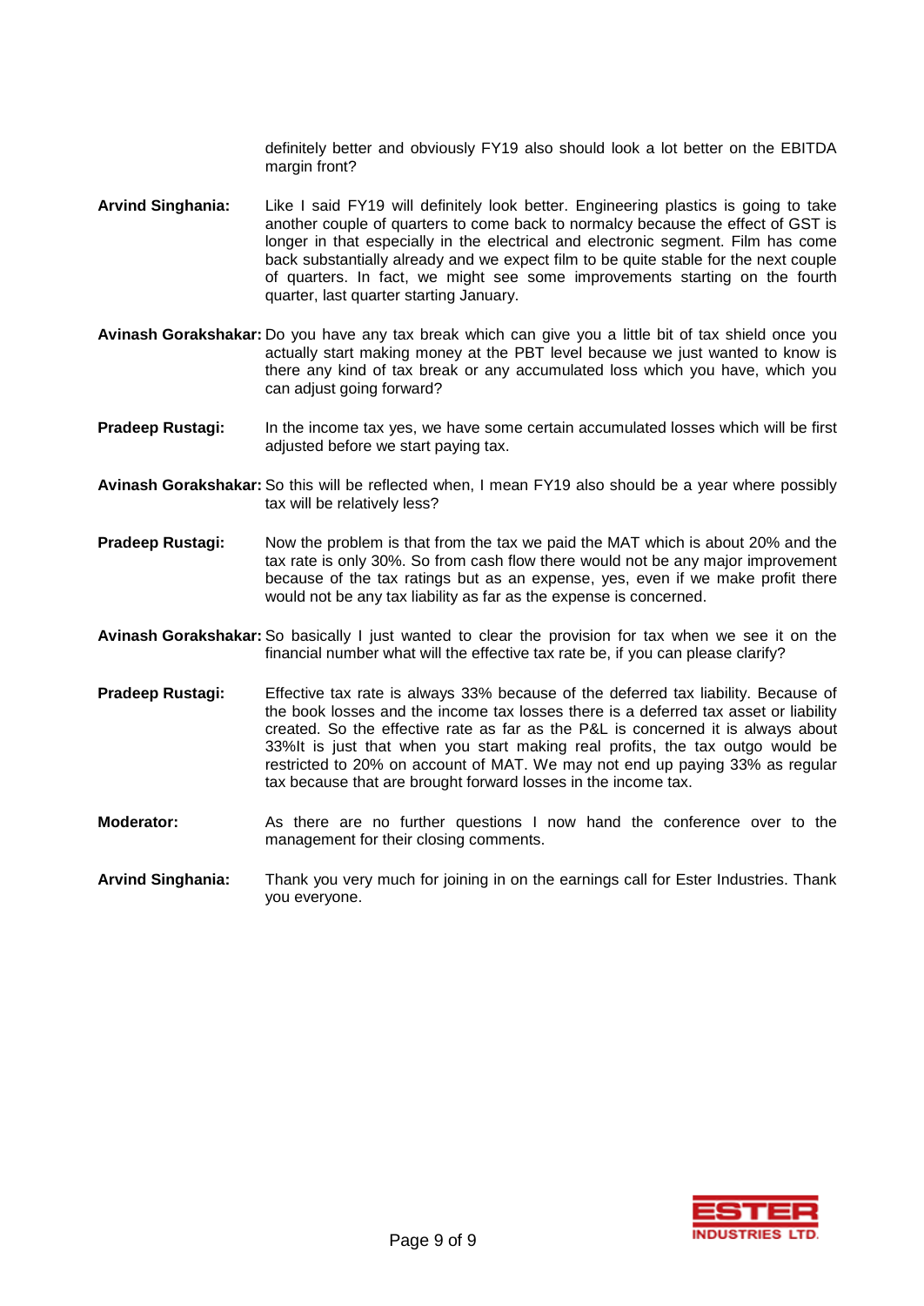definitely better and obviously FY19 also should look a lot better on the EBITDA margin front?

**Arvind Singhania:** Like I said FY19 will definitely look better. Engineering plastics is going to take another couple of quarters to come back to normalcy because the effect of GST is longer in that especially in the electrical and electronic segment. Film has come back substantially already and we expect film to be quite stable for the next couple of quarters. In fact, we might see some improvements starting on the fourth quarter, last quarter starting January.

**Avinash Gorakshakar:** Do you have any tax break which can give you a little bit of tax shield once you actually start making money at the PBT level because we just wanted to know is there any kind of tax break or any accumulated loss which you have, which you can adjust going forward?

**Pradeep Rustagi:** In the income tax yes, we have some certain accumulated losses which will be first adjusted before we start paying tax.

**Avinash Gorakshakar:** So this will be reflected when, I mean FY19 also should be a year where possibly tax will be relatively less?

**Pradeep Rustagi:** Now the problem is that from the tax we paid the MAT which is about 20% and the tax rate is only 30%. So from cash flow there would not be any major improvement because of the tax ratings but as an expense, yes, even if we make profit there would not be any tax liability as far as the expense is concerned.

**Avinash Gorakshakar:** So basically I just wanted to clear the provision for tax when we see it on the financial number what will the effective tax rate be, if you can please clarify?

**Pradeep Rustagi:** Effective tax rate is always 33% because of the deferred tax liability. Because of the book losses and the income tax losses there is a deferred tax asset or liability created. So the effective rate as far as the P&L is concerned it is always about 33%It is just that when you start making real profits, the tax outgo would be restricted to 20% on account of MAT. We may not end up paying 33% as regular tax because that are brought forward losses in the income tax.

**Moderator:** As there are no further questions I now hand the conference over to the management for their closing comments.

**Arvind Singhania:** Thank you very much for joining in on the earnings call for Ester Industries. Thank you everyone.